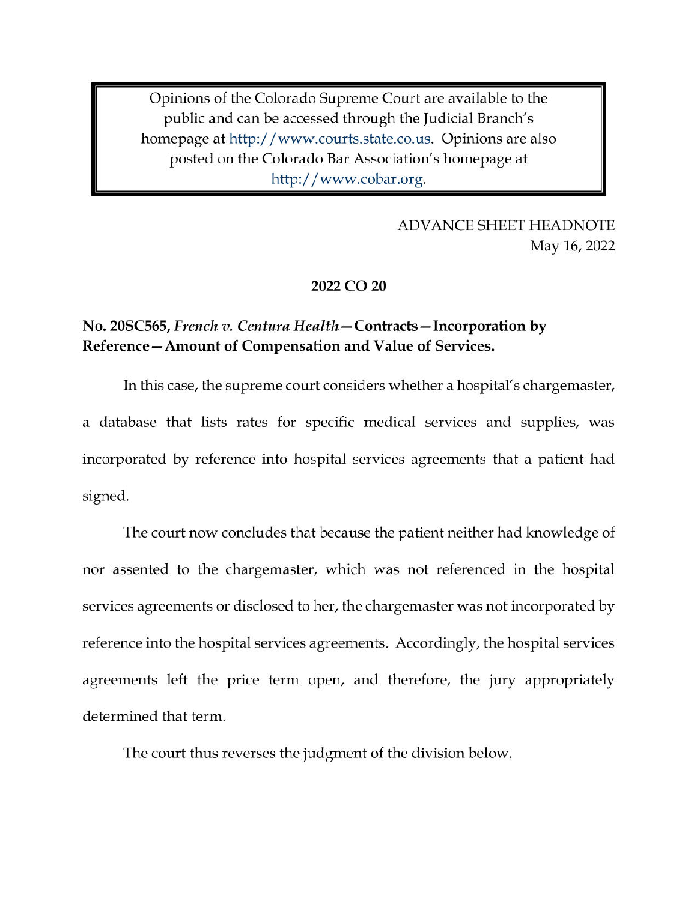Opinions of the Colorado Supreme Court are available to the public and can be accessed through the Judicial Branch's homepage at http://www.courts.state.co.us. Opinions are also posted on the Colorado Bar Association's homepage at http://www.cobar.org.

ADVANCE SHEET HEADNOTE
May 16, 2022

**2022 CO 20**

**No. 20SC565, *French v. Centura Health*—Contracts—Incorporation by Reference—Amount of Compensation and Value of Services.**

In this case, the supreme court considers whether a hospital's chargemaster, a database that lists rates for specific medical services and supplies, was incorporated by reference into hospital services agreements that a patient had signed.

The court now concludes that because the patient neither had knowledge of nor assented to the chargemaster, which was not referenced in the hospital services agreements or disclosed to her, the chargemaster was not incorporated by reference into the hospital services agreements. Accordingly, the hospital services agreements left the price term open, and therefore, the jury appropriately determined that term.

The court thus reverses the judgment of the division below.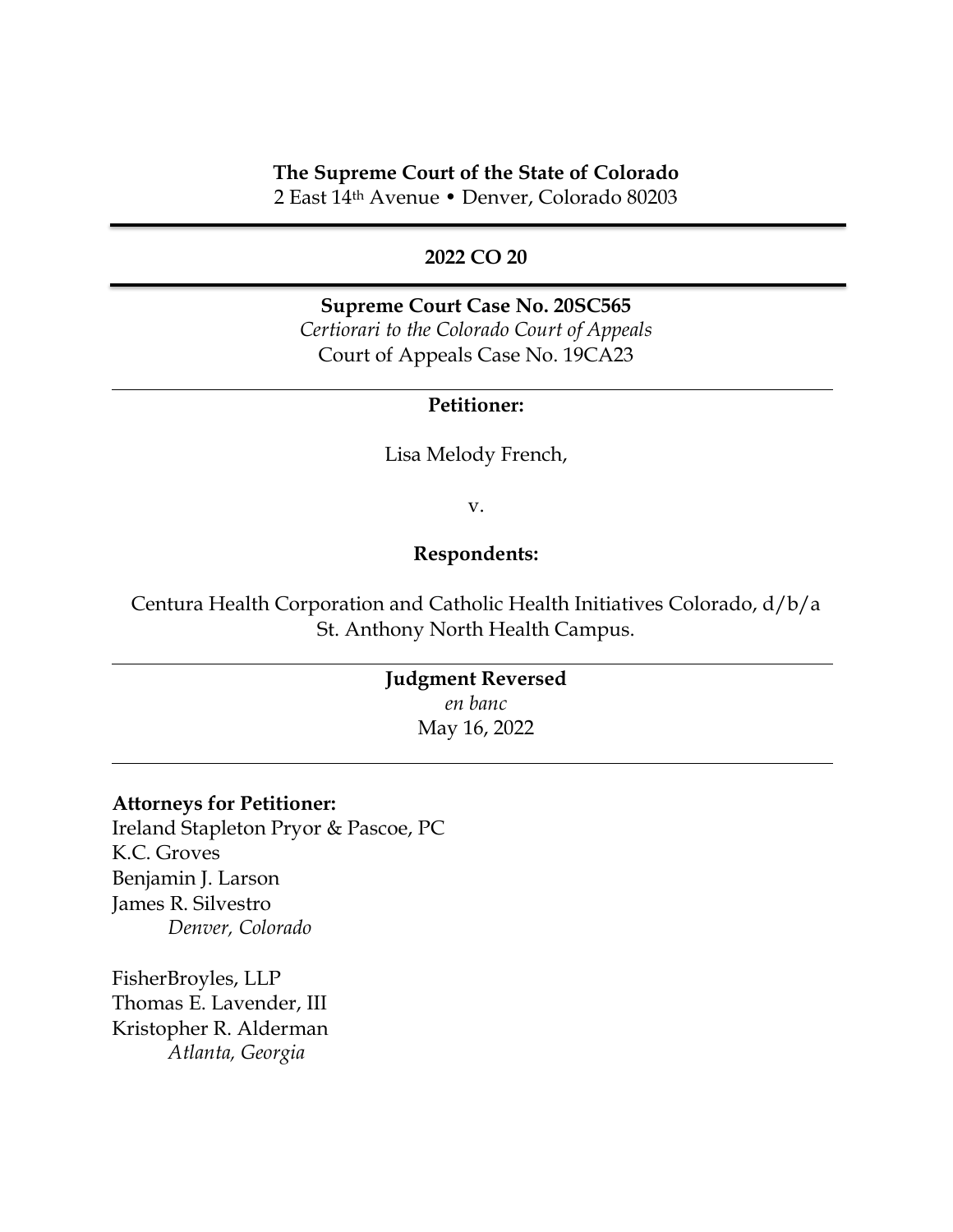**The Supreme Court of the State of Colorado**
2 East 14th Avenue • Denver, Colorado 80203

---

**2022 CO 20**

---

**Supreme Court Case No. 20SC565**
*Certiorari to the Colorado Court of Appeals*
Court of Appeals Case No. 19CA23

---

**Petitioner:**

Lisa Melody French,

v.

**Respondents:**

Centura Health Corporation and Catholic Health Initiatives Colorado, d/b/a St. Anthony North Health Campus.

---

**Judgment Reversed**
*en banc*
May 16, 2022

---

**Attorneys for Petitioner:**
Ireland Stapleton Pryor & Pascoe, PC
K.C. Groves
Benjamin J. Larson
James R. Silvestro
*Denver, Colorado*

FisherBroyles, LLP
Thomas E. Lavender, III
Kristopher R. Alderman
*Atlanta, Georgia*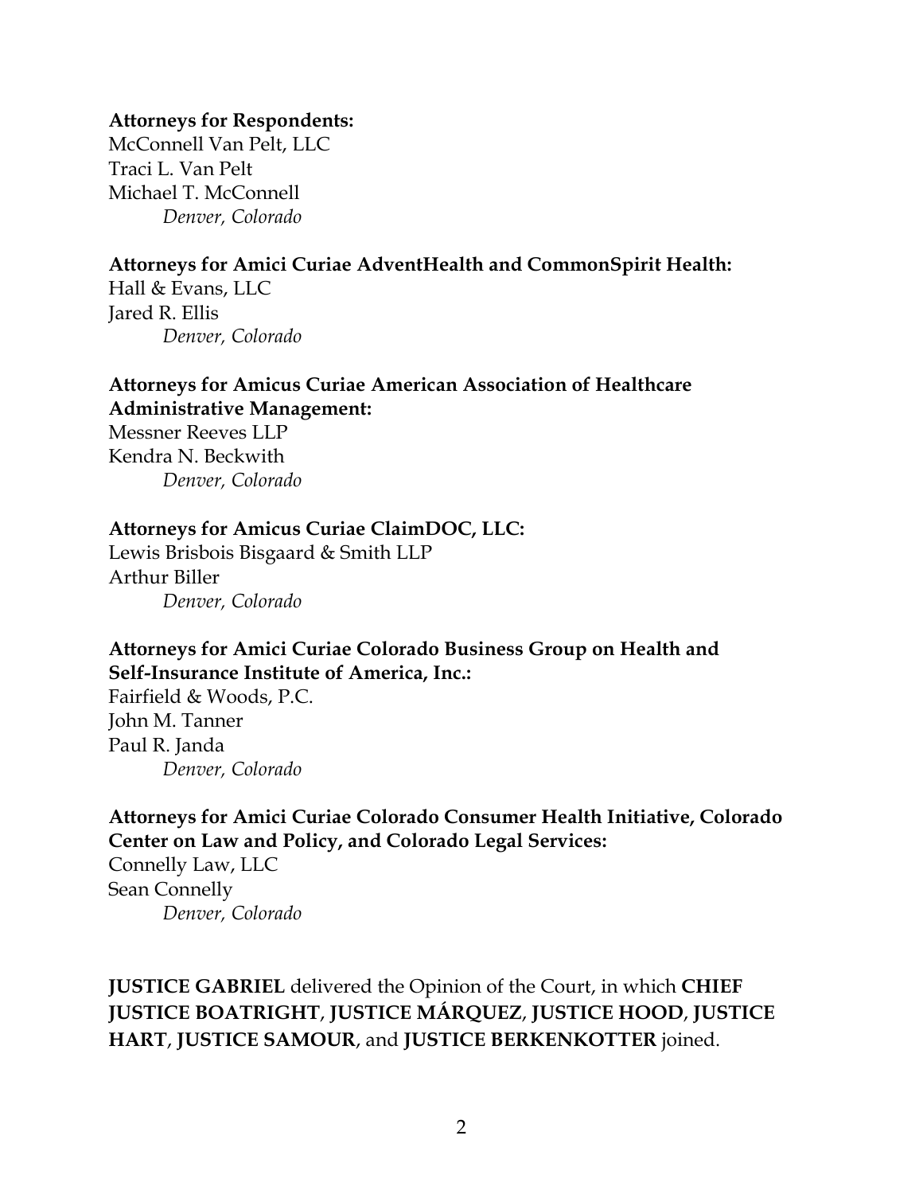**Attorneys for Respondents:**
McConnell Van Pelt, LLC
Traci L. Van Pelt
Michael T. McConnell
*Denver, Colorado*

**Attorneys for Amici Curiae AdventHealth and CommonSpirit Health:**
Hall & Evans, LLC
Jared R. Ellis
*Denver, Colorado*

**Attorneys for Amicus Curiae American Association of Healthcare Administrative Management:**
Messner Reeves LLP
Kendra N. Beckwith
*Denver, Colorado*

**Attorneys for Amicus Curiae ClaimDOC, LLC:**
Lewis Brisbois Bisgaard & Smith LLP
Arthur Biller
*Denver, Colorado*

**Attorneys for Amici Curiae Colorado Business Group on Health and Self-Insurance Institute of America, Inc.:**
Fairfield & Woods, P.C.
John M. Tanner
Paul R. Janda
*Denver, Colorado*

**Attorneys for Amici Curiae Colorado Consumer Health Initiative, Colorado Center on Law and Policy, and Colorado Legal Services:**
Connelly Law, LLC
Sean Connelly
*Denver, Colorado*

**JUSTICE GABRIEL** delivered the Opinion of the Court, in which **CHIEF JUSTICE BOATRIGHT**, **JUSTICE MÁRQUEZ**, **JUSTICE HOOD**, **JUSTICE HART**, **JUSTICE SAMOUR**, and **JUSTICE BERKENKOTTER** joined.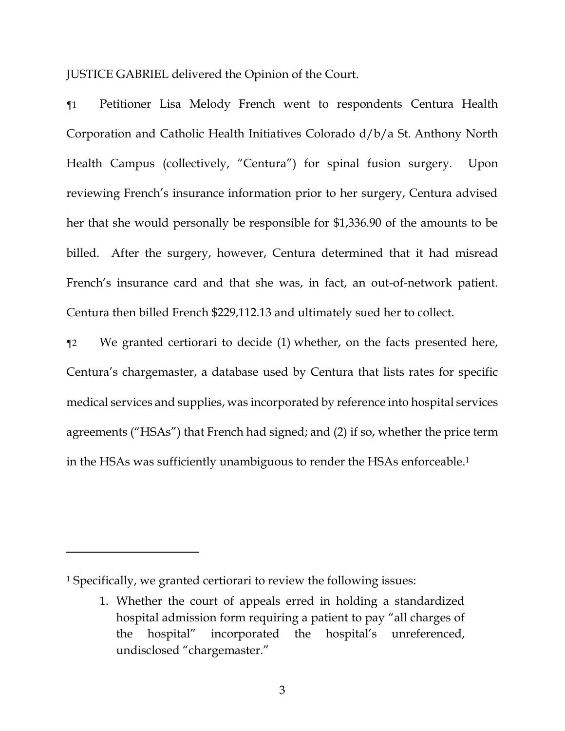JUSTICE GABRIEL delivered the Opinion of the Court.

¶1 Petitioner Lisa Melody French went to respondents Centura Health Corporation and Catholic Health Initiatives Colorado d/b/a St. Anthony North Health Campus (collectively, "Centura") for spinal fusion surgery. Upon reviewing French's insurance information prior to her surgery, Centura advised her that she would personally be responsible for $1,336.90 of the amounts to be billed. After the surgery, however, Centura determined that it had misread French's insurance card and that she was, in fact, an out-of-network patient. Centura then billed French $229,112.13 and ultimately sued her to collect.

¶2 We granted certiorari to decide (1) whether, on the facts presented here, Centura's chargemaster, a database used by Centura that lists rates for specific medical services and supplies, was incorporated by reference into hospital services agreements ("HSAs") that French had signed; and (2) if so, whether the price term in the HSAs was sufficiently unambiguous to render the HSAs enforceable.[1]

---

[1] Specifically, we granted certiorari to review the following issues:

> 1. Whether the court of appeals erred in holding a standardized hospital admission form requiring a patient to pay "all charges of the hospital" incorporated the hospital's unreferenced, undisclosed "chargemaster."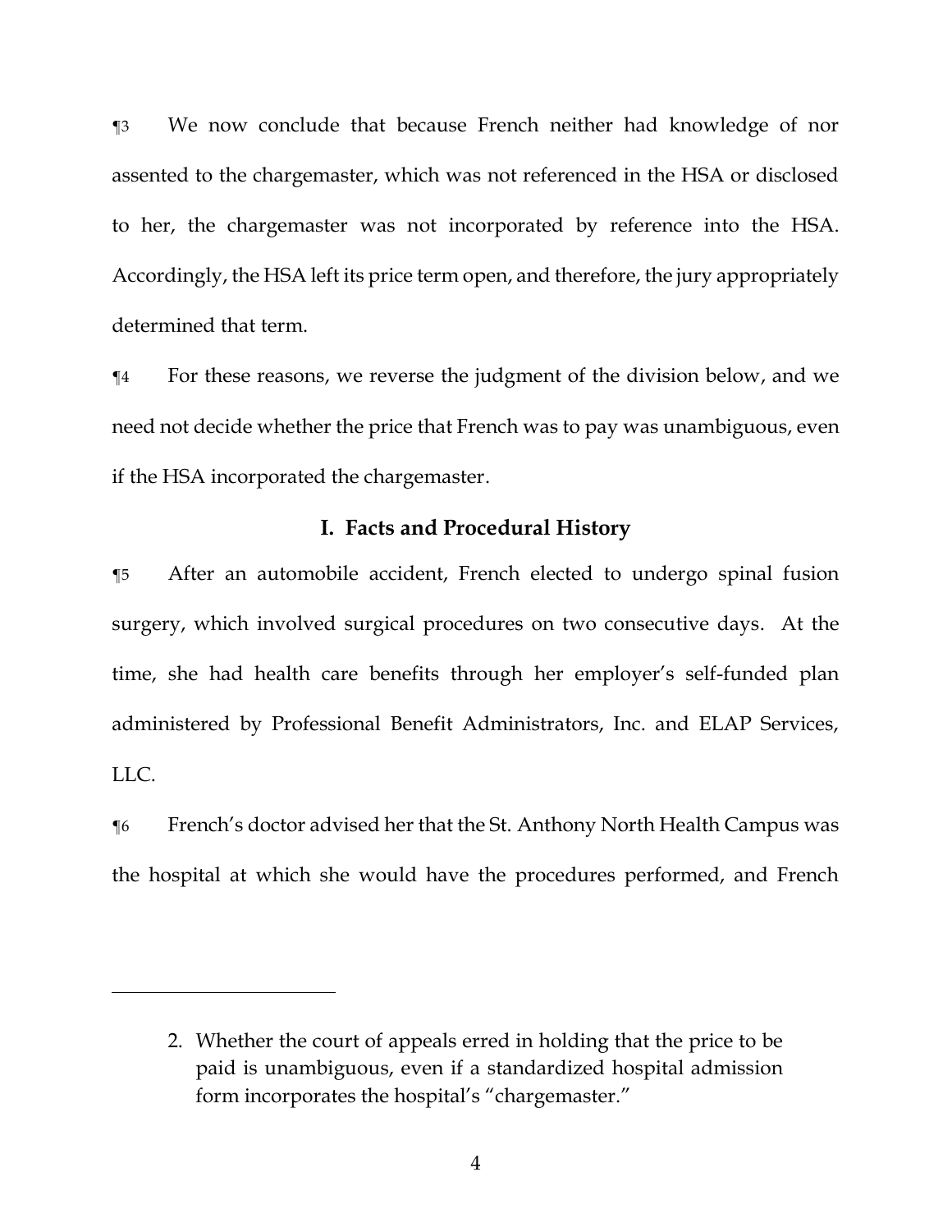¶3 We now conclude that because French neither had knowledge of nor assented to the chargemaster, which was not referenced in the HSA or disclosed to her, the chargemaster was not incorporated by reference into the HSA. Accordingly, the HSA left its price term open, and therefore, the jury appropriately determined that term.

¶4 For these reasons, we reverse the judgment of the division below, and we need not decide whether the price that French was to pay was unambiguous, even if the HSA incorporated the chargemaster.

## I. Facts and Procedural History

¶5 After an automobile accident, French elected to undergo spinal fusion surgery, which involved surgical procedures on two consecutive days. At the time, she had health care benefits through her employer's self-funded plan administered by Professional Benefit Administrators, Inc. and ELAP Services, LLC.

¶6 French's doctor advised her that the St. Anthony North Health Campus was the hospital at which she would have the procedures performed, and French

---

2. Whether the court of appeals erred in holding that the price to be paid is unambiguous, even if a standardized hospital admission form incorporates the hospital's "chargemaster."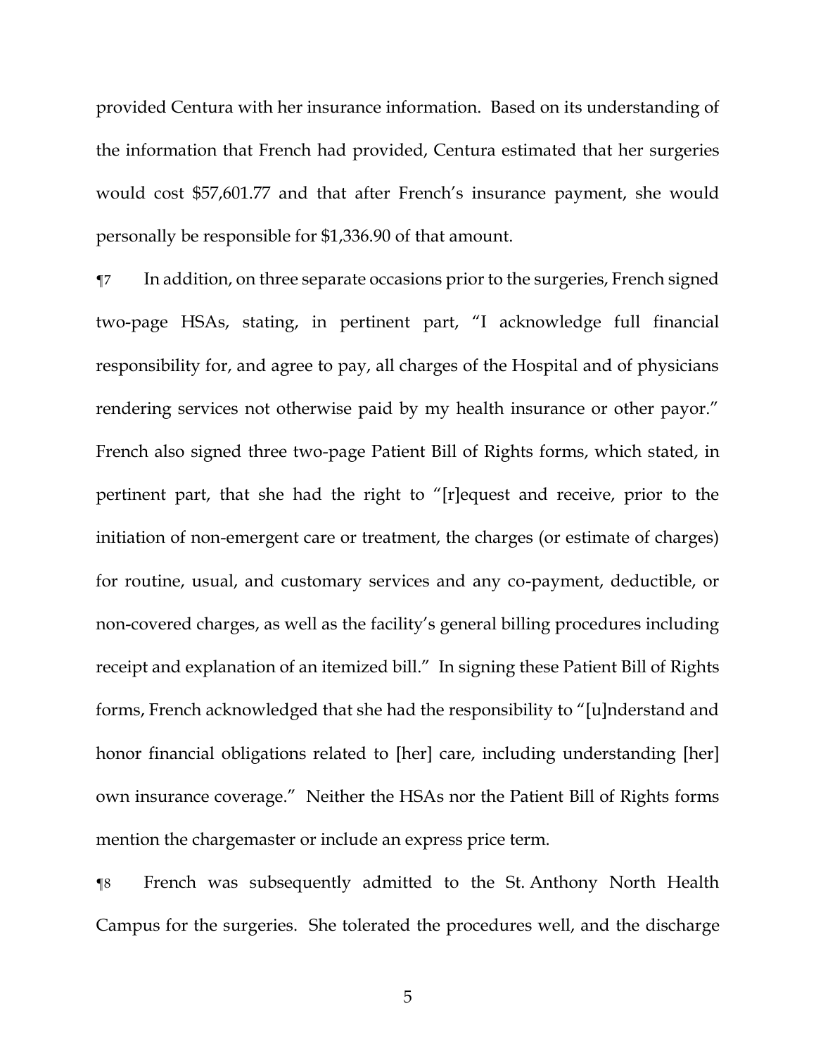provided Centura with her insurance information. Based on its understanding of the information that French had provided, Centura estimated that her surgeries would cost $57,601.77 and that after French's insurance payment, she would personally be responsible for $1,336.90 of that amount.

¶7 In addition, on three separate occasions prior to the surgeries, French signed two-page HSAs, stating, in pertinent part, "I acknowledge full financial responsibility for, and agree to pay, all charges of the Hospital and of physicians rendering services not otherwise paid by my health insurance or other payor." French also signed three two-page Patient Bill of Rights forms, which stated, in pertinent part, that she had the right to "[r]equest and receive, prior to the initiation of non-emergent care or treatment, the charges (or estimate of charges) for routine, usual, and customary services and any co-payment, deductible, or non-covered charges, as well as the facility's general billing procedures including receipt and explanation of an itemized bill." In signing these Patient Bill of Rights forms, French acknowledged that she had the responsibility to "[u]nderstand and honor financial obligations related to [her] care, including understanding [her] own insurance coverage." Neither the HSAs nor the Patient Bill of Rights forms mention the chargemaster or include an express price term.

¶8 French was subsequently admitted to the St. Anthony North Health Campus for the surgeries. She tolerated the procedures well, and the discharge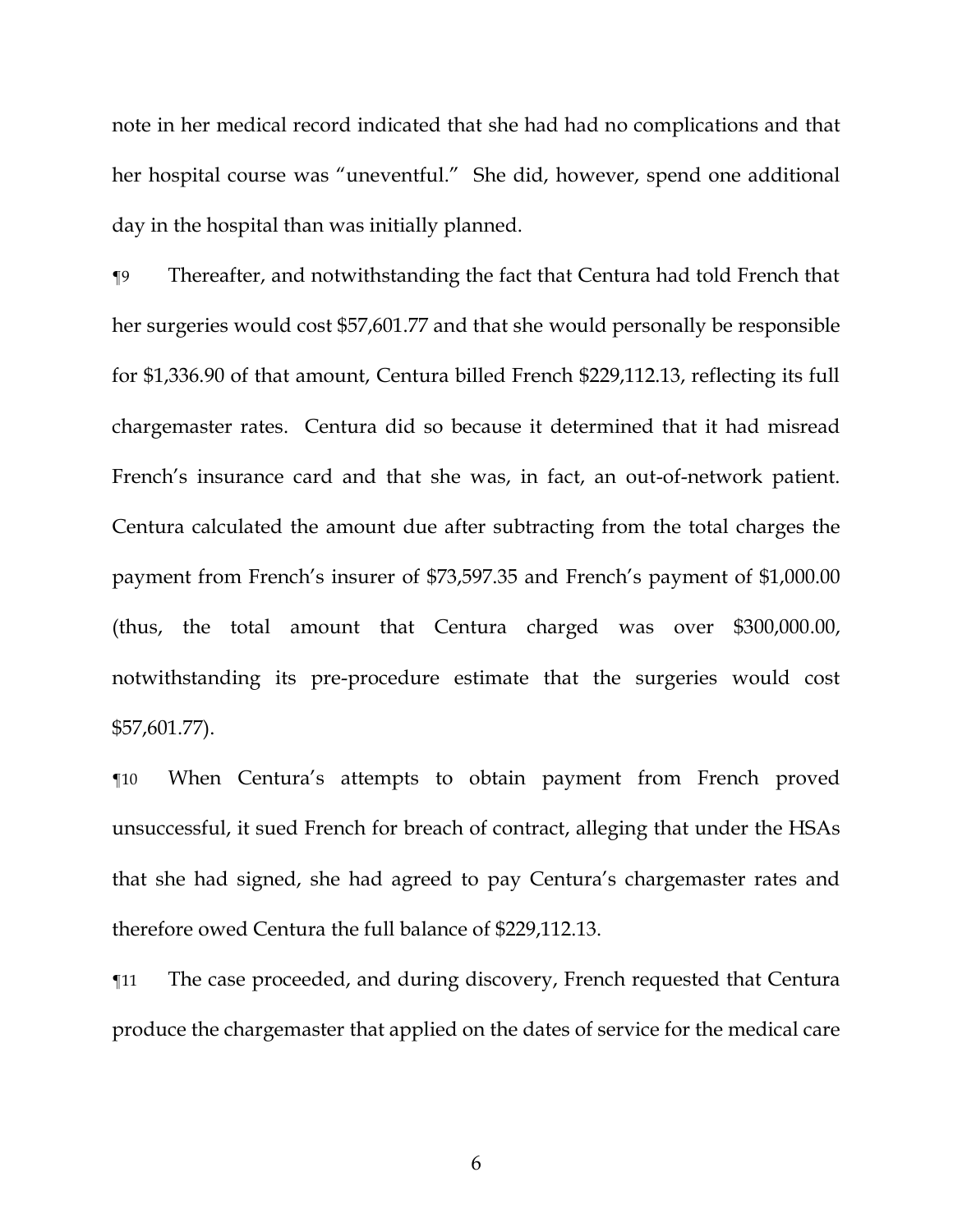note in her medical record indicated that she had had no complications and that her hospital course was "uneventful." She did, however, spend one additional day in the hospital than was initially planned.

¶9 Thereafter, and notwithstanding the fact that Centura had told French that her surgeries would cost $57,601.77 and that she would personally be responsible for $1,336.90 of that amount, Centura billed French $229,112.13, reflecting its full chargemaster rates. Centura did so because it determined that it had misread French's insurance card and that she was, in fact, an out-of-network patient. Centura calculated the amount due after subtracting from the total charges the payment from French's insurer of $73,597.35 and French's payment of $1,000.00 (thus, the total amount that Centura charged was over $300,000.00, notwithstanding its pre-procedure estimate that the surgeries would cost $57,601.77).

¶10 When Centura's attempts to obtain payment from French proved unsuccessful, it sued French for breach of contract, alleging that under the HSAs that she had signed, she had agreed to pay Centura's chargemaster rates and therefore owed Centura the full balance of $229,112.13.

¶11 The case proceeded, and during discovery, French requested that Centura produce the chargemaster that applied on the dates of service for the medical care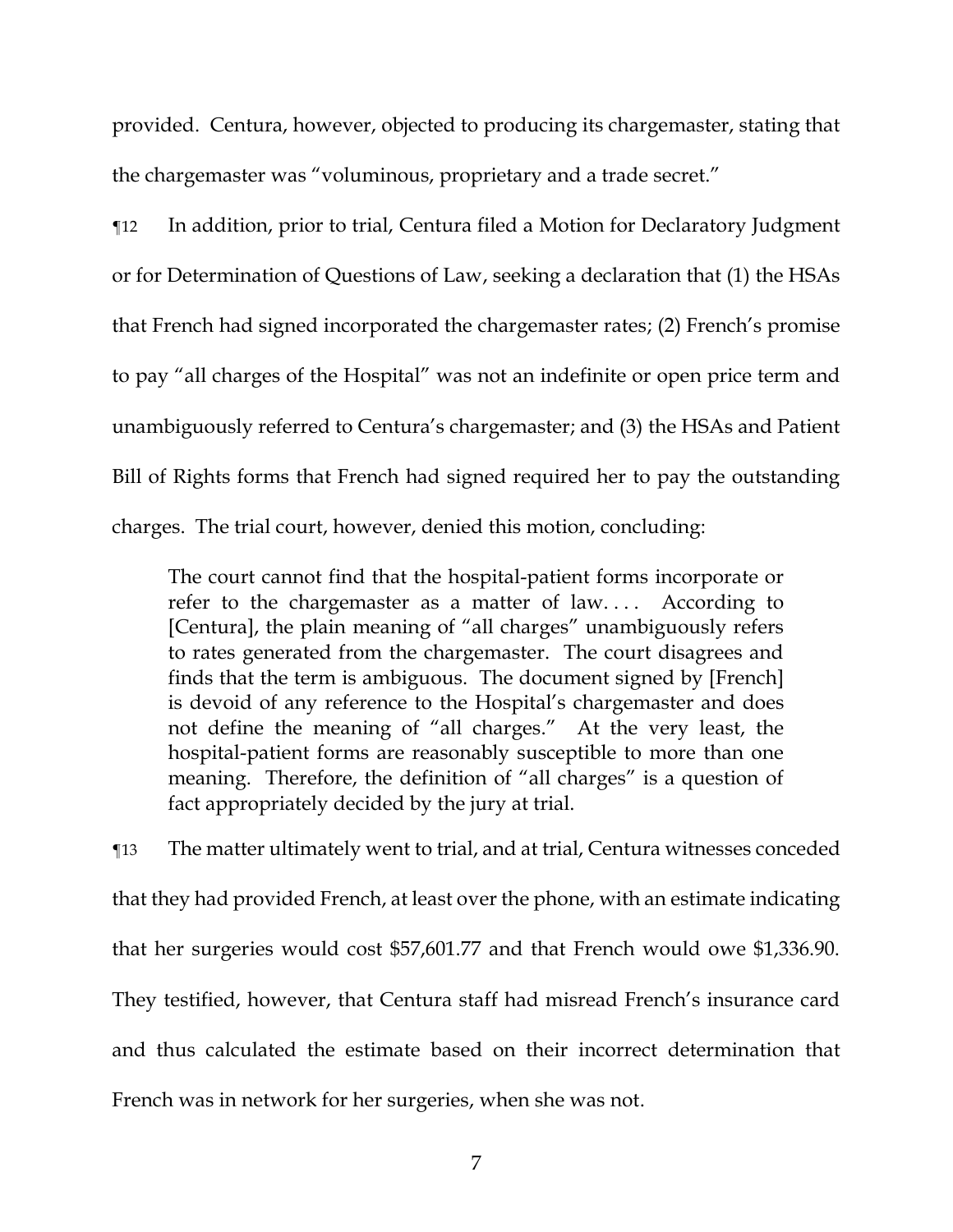provided. Centura, however, objected to producing its chargemaster, stating that the chargemaster was "voluminous, proprietary and a trade secret."

¶12 In addition, prior to trial, Centura filed a Motion for Declaratory Judgment or for Determination of Questions of Law, seeking a declaration that (1) the HSAs that French had signed incorporated the chargemaster rates; (2) French's promise to pay "all charges of the Hospital" was not an indefinite or open price term and unambiguously referred to Centura's chargemaster; and (3) the HSAs and Patient Bill of Rights forms that French had signed required her to pay the outstanding charges. The trial court, however, denied this motion, concluding:

> The court cannot find that the hospital-patient forms incorporate or refer to the chargemaster as a matter of law. . . . According to [Centura], the plain meaning of "all charges" unambiguously refers to rates generated from the chargemaster. The court disagrees and finds that the term is ambiguous. The document signed by [French] is devoid of any reference to the Hospital's chargemaster and does not define the meaning of "all charges." At the very least, the hospital-patient forms are reasonably susceptible to more than one meaning. Therefore, the definition of "all charges" is a question of fact appropriately decided by the jury at trial.

¶13 The matter ultimately went to trial, and at trial, Centura witnesses conceded that they had provided French, at least over the phone, with an estimate indicating that her surgeries would cost $57,601.77 and that French would owe $1,336.90. They testified, however, that Centura staff had misread French's insurance card and thus calculated the estimate based on their incorrect determination that French was in network for her surgeries, when she was not.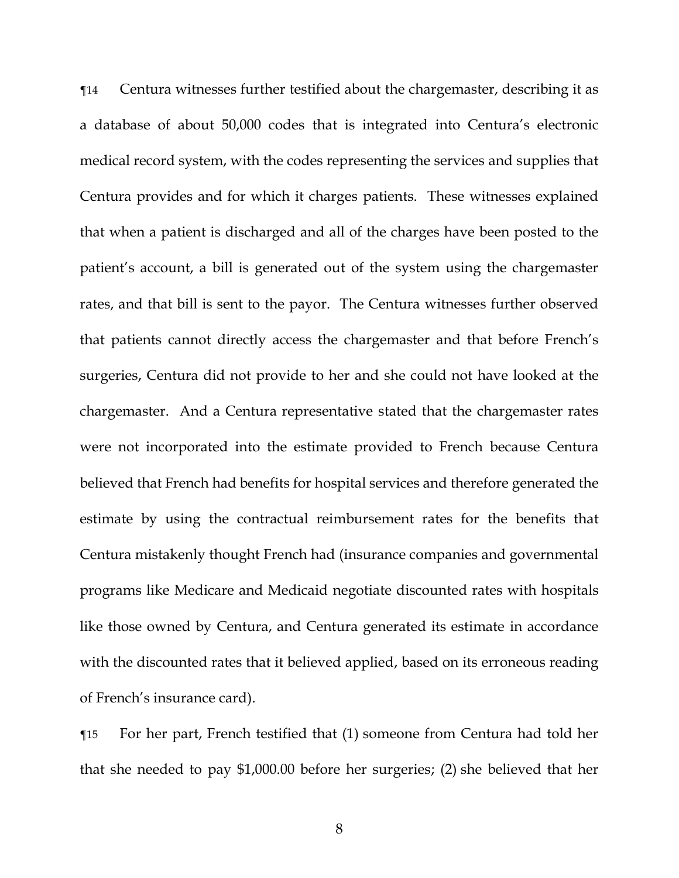¶14 Centura witnesses further testified about the chargemaster, describing it as a database of about 50,000 codes that is integrated into Centura's electronic medical record system, with the codes representing the services and supplies that Centura provides and for which it charges patients. These witnesses explained that when a patient is discharged and all of the charges have been posted to the patient's account, a bill is generated out of the system using the chargemaster rates, and that bill is sent to the payor. The Centura witnesses further observed that patients cannot directly access the chargemaster and that before French's surgeries, Centura did not provide to her and she could not have looked at the chargemaster. And a Centura representative stated that the chargemaster rates were not incorporated into the estimate provided to French because Centura believed that French had benefits for hospital services and therefore generated the estimate by using the contractual reimbursement rates for the benefits that Centura mistakenly thought French had (insurance companies and governmental programs like Medicare and Medicaid negotiate discounted rates with hospitals like those owned by Centura, and Centura generated its estimate in accordance with the discounted rates that it believed applied, based on its erroneous reading of French's insurance card).

¶15 For her part, French testified that (1) someone from Centura had told her that she needed to pay $1,000.00 before her surgeries; (2) she believed that her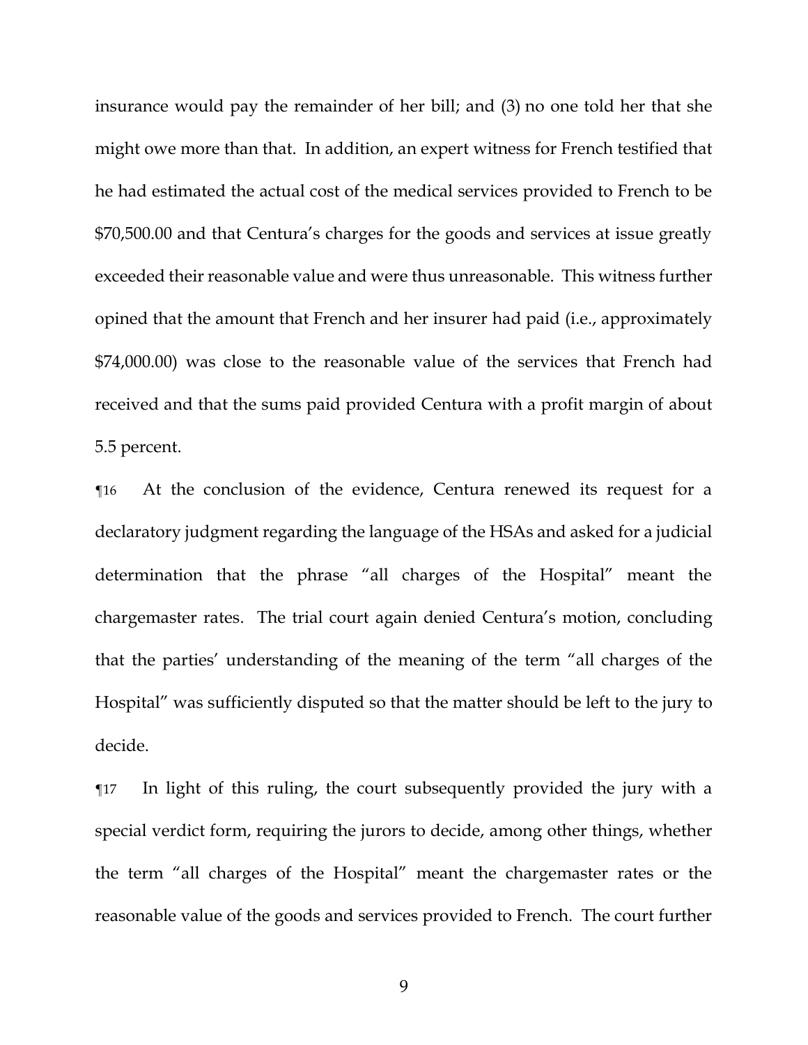insurance would pay the remainder of her bill; and (3) no one told her that she might owe more than that. In addition, an expert witness for French testified that he had estimated the actual cost of the medical services provided to French to be $70,500.00 and that Centura's charges for the goods and services at issue greatly exceeded their reasonable value and were thus unreasonable. This witness further opined that the amount that French and her insurer had paid (i.e., approximately $74,000.00) was close to the reasonable value of the services that French had received and that the sums paid provided Centura with a profit margin of about 5.5 percent.

¶16 At the conclusion of the evidence, Centura renewed its request for a declaratory judgment regarding the language of the HSAs and asked for a judicial determination that the phrase "all charges of the Hospital" meant the chargemaster rates. The trial court again denied Centura's motion, concluding that the parties' understanding of the meaning of the term "all charges of the Hospital" was sufficiently disputed so that the matter should be left to the jury to decide.

¶17 In light of this ruling, the court subsequently provided the jury with a special verdict form, requiring the jurors to decide, among other things, whether the term "all charges of the Hospital" meant the chargemaster rates or the reasonable value of the goods and services provided to French. The court further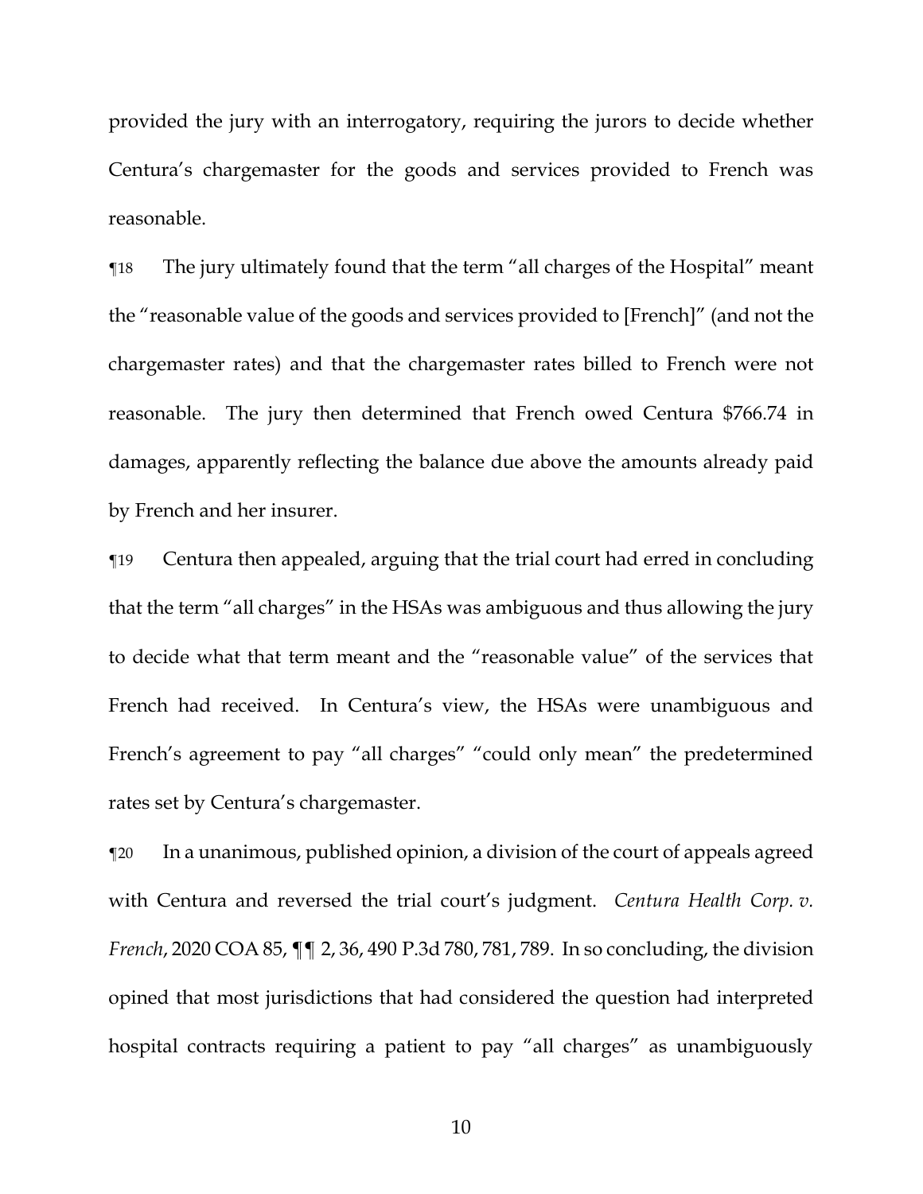provided the jury with an interrogatory, requiring the jurors to decide whether Centura's chargemaster for the goods and services provided to French was reasonable.

¶18 The jury ultimately found that the term "all charges of the Hospital" meant the "reasonable value of the goods and services provided to [French]" (and not the chargemaster rates) and that the chargemaster rates billed to French were not reasonable. The jury then determined that French owed Centura $766.74 in damages, apparently reflecting the balance due above the amounts already paid by French and her insurer.

¶19 Centura then appealed, arguing that the trial court had erred in concluding that the term "all charges" in the HSAs was ambiguous and thus allowing the jury to decide what that term meant and the "reasonable value" of the services that French had received. In Centura's view, the HSAs were unambiguous and French's agreement to pay "all charges" "could only mean" the predetermined rates set by Centura's chargemaster.

¶20 In a unanimous, published opinion, a division of the court of appeals agreed with Centura and reversed the trial court's judgment. *Centura Health Corp. v. French*, 2020 COA 85, ¶¶ 2, 36, 490 P.3d 780, 781, 789. In so concluding, the division opined that most jurisdictions that had considered the question had interpreted hospital contracts requiring a patient to pay "all charges" as unambiguously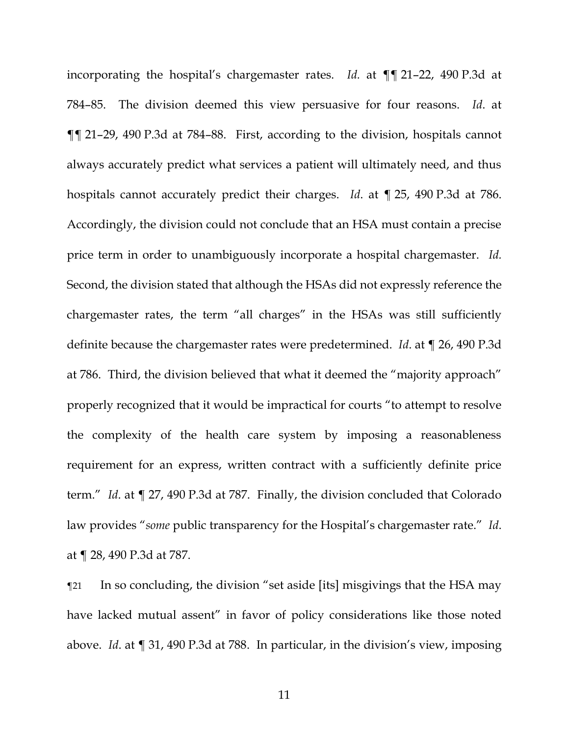incorporating the hospital's chargemaster rates. *Id.* at ¶¶ 21–22, 490 P.3d at 784–85. The division deemed this view persuasive for four reasons. *Id*. at ¶¶ 21–29, 490 P.3d at 784–88. First, according to the division, hospitals cannot always accurately predict what services a patient will ultimately need, and thus hospitals cannot accurately predict their charges. *Id*. at ¶ 25, 490 P.3d at 786. Accordingly, the division could not conclude that an HSA must contain a precise price term in order to unambiguously incorporate a hospital chargemaster. *Id.* Second, the division stated that although the HSAs did not expressly reference the chargemaster rates, the term "all charges" in the HSAs was still sufficiently definite because the chargemaster rates were predetermined. *Id*. at ¶ 26, 490 P.3d at 786. Third, the division believed that what it deemed the "majority approach" properly recognized that it would be impractical for courts "to attempt to resolve the complexity of the health care system by imposing a reasonableness requirement for an express, written contract with a sufficiently definite price term." *Id*. at ¶ 27, 490 P.3d at 787. Finally, the division concluded that Colorado law provides "*some* public transparency for the Hospital's chargemaster rate." *Id*. at ¶ 28, 490 P.3d at 787.

¶21 In so concluding, the division "set aside [its] misgivings that the HSA may have lacked mutual assent" in favor of policy considerations like those noted above. *Id*. at ¶ 31, 490 P.3d at 788. In particular, in the division's view, imposing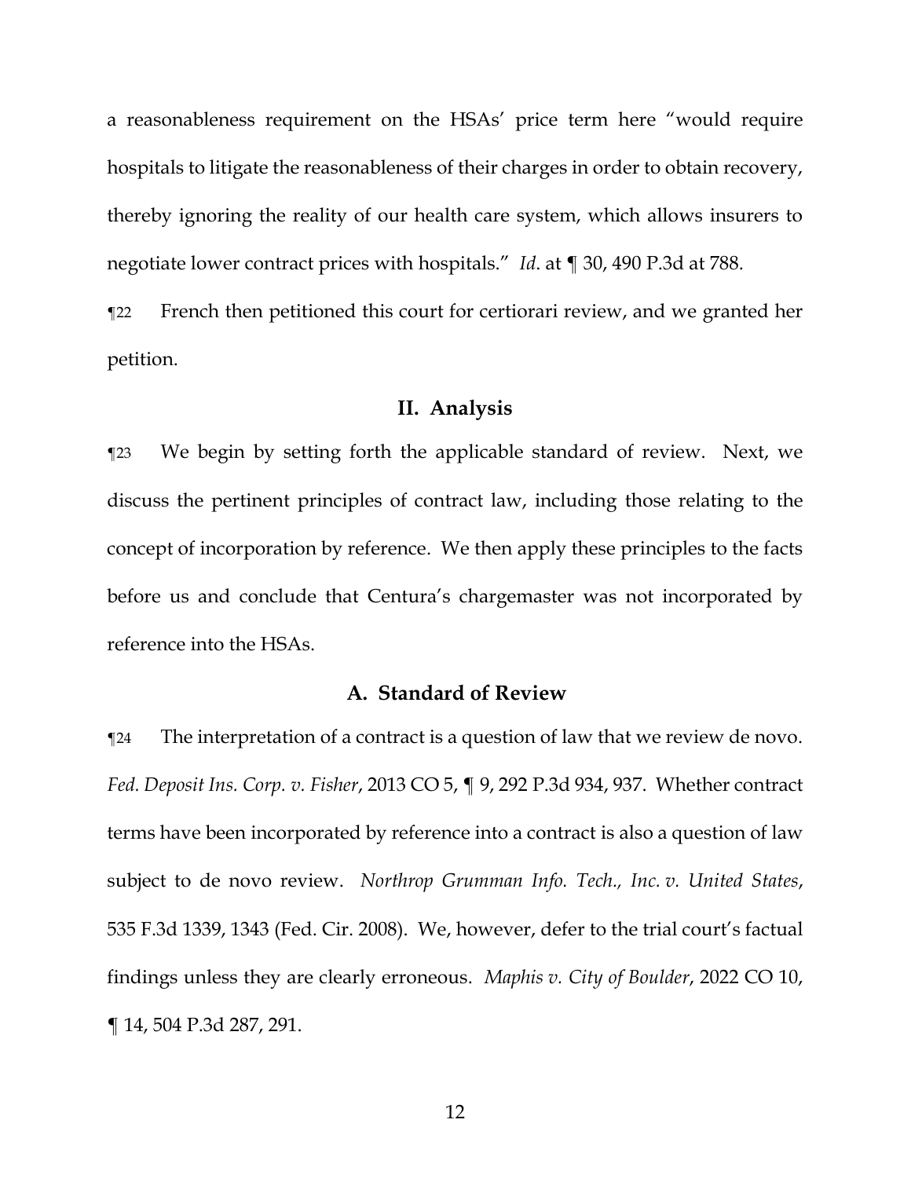a reasonableness requirement on the HSAs' price term here "would require hospitals to litigate the reasonableness of their charges in order to obtain recovery, thereby ignoring the reality of our health care system, which allows insurers to negotiate lower contract prices with hospitals." *Id.* at ¶ 30, 490 P.3d at 788.

¶22 French then petitioned this court for certiorari review, and we granted her petition.

## II. Analysis

¶23 We begin by setting forth the applicable standard of review. Next, we discuss the pertinent principles of contract law, including those relating to the concept of incorporation by reference. We then apply these principles to the facts before us and conclude that Centura's chargemaster was not incorporated by reference into the HSAs.

### A. Standard of Review

¶24 The interpretation of a contract is a question of law that we review de novo. *Fed. Deposit Ins. Corp. v. Fisher*, 2013 CO 5, ¶ 9, 292 P.3d 934, 937. Whether contract terms have been incorporated by reference into a contract is also a question of law subject to de novo review. *Northrop Grumman Info. Tech., Inc. v. United States*, 535 F.3d 1339, 1343 (Fed. Cir. 2008). We, however, defer to the trial court's factual findings unless they are clearly erroneous. *Maphis v. City of Boulder*, 2022 CO 10, ¶ 14, 504 P.3d 287, 291.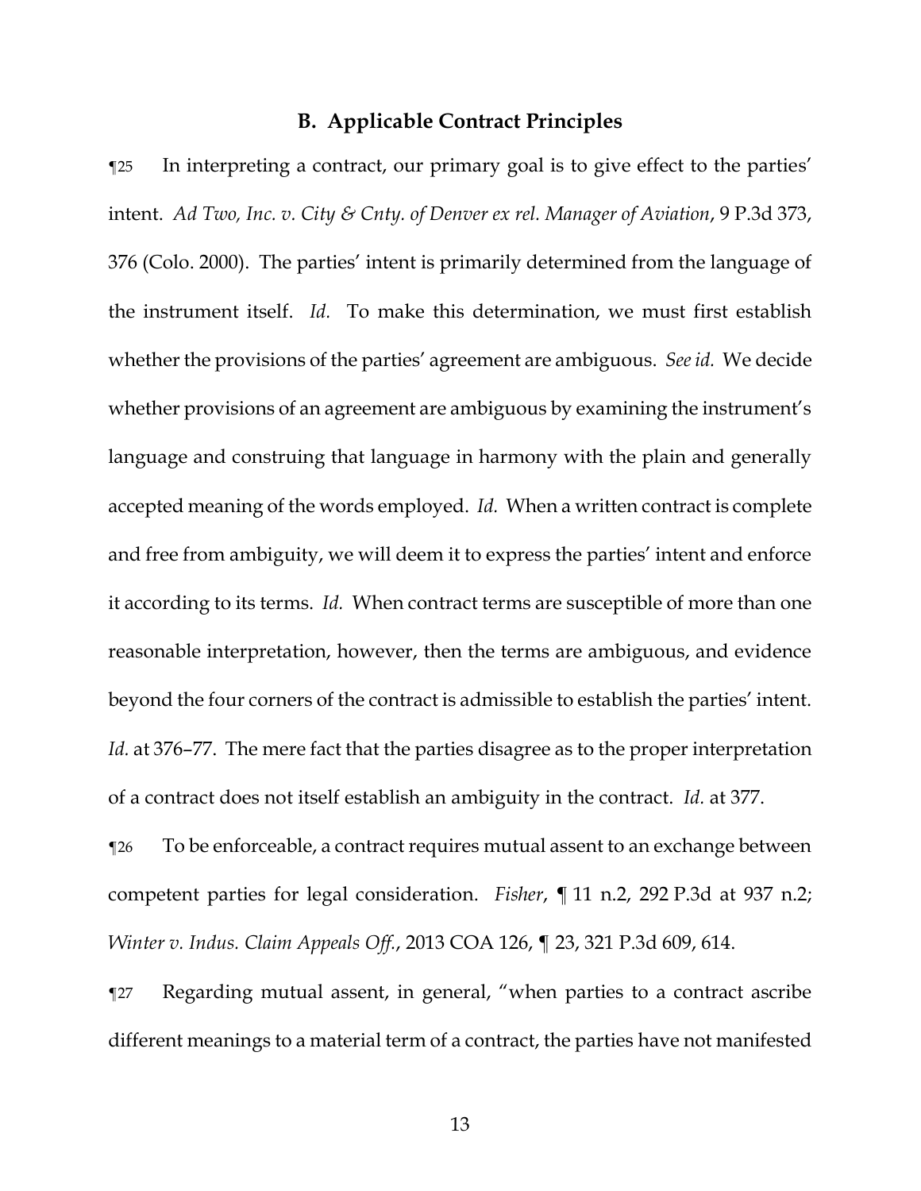### B. Applicable Contract Principles

¶25 In interpreting a contract, our primary goal is to give effect to the parties' intent. *Ad Two, Inc. v. City & Cnty. of Denver ex rel. Manager of Aviation*, 9 P.3d 373, 376 (Colo. 2000). The parties' intent is primarily determined from the language of the instrument itself. *Id.* To make this determination, we must first establish whether the provisions of the parties' agreement are ambiguous. *See id.* We decide whether provisions of an agreement are ambiguous by examining the instrument's language and construing that language in harmony with the plain and generally accepted meaning of the words employed. *Id.* When a written contract is complete and free from ambiguity, we will deem it to express the parties' intent and enforce it according to its terms. *Id.* When contract terms are susceptible of more than one reasonable interpretation, however, then the terms are ambiguous, and evidence beyond the four corners of the contract is admissible to establish the parties' intent. *Id.* at 376–77. The mere fact that the parties disagree as to the proper interpretation of a contract does not itself establish an ambiguity in the contract. *Id.* at 377.

¶26 To be enforceable, a contract requires mutual assent to an exchange between competent parties for legal consideration. *Fisher*, ¶ 11 n.2, 292 P.3d at 937 n.2; *Winter v. Indus. Claim Appeals Off.*, 2013 COA 126, ¶ 23, 321 P.3d 609, 614.

¶27 Regarding mutual assent, in general, "when parties to a contract ascribe different meanings to a material term of a contract, the parties have not manifested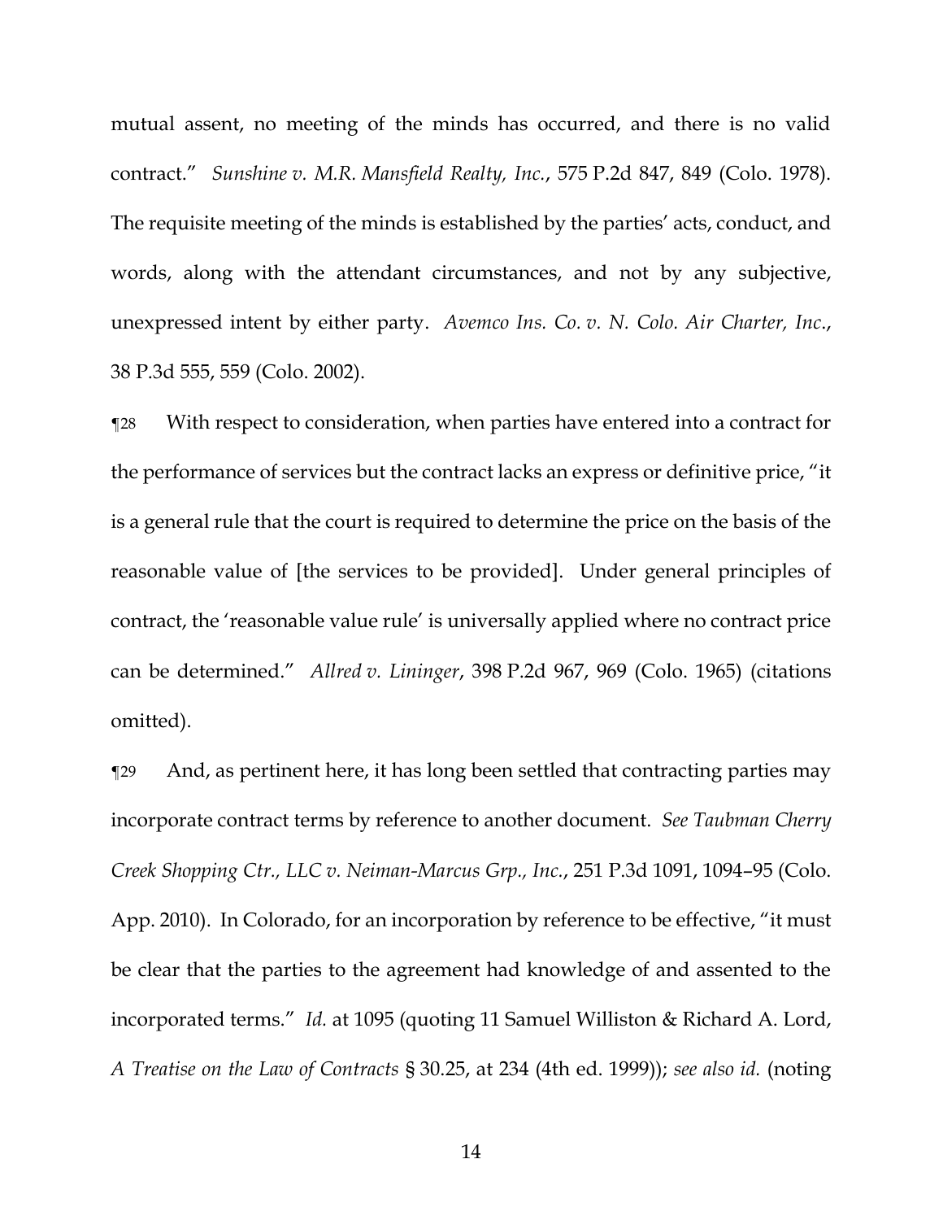mutual assent, no meeting of the minds has occurred, and there is no valid contract." *Sunshine v. M.R. Mansfield Realty, Inc.*, 575 P.2d 847, 849 (Colo. 1978). The requisite meeting of the minds is established by the parties' acts, conduct, and words, along with the attendant circumstances, and not by any subjective, unexpressed intent by either party. *Avemco Ins. Co. v. N. Colo. Air Charter, Inc.*, 38 P.3d 555, 559 (Colo. 2002).

¶28 With respect to consideration, when parties have entered into a contract for the performance of services but the contract lacks an express or definitive price, "it is a general rule that the court is required to determine the price on the basis of the reasonable value of [the services to be provided]. Under general principles of contract, the 'reasonable value rule' is universally applied where no contract price can be determined." *Allred v. Lininger*, 398 P.2d 967, 969 (Colo. 1965) (citations omitted).

¶29 And, as pertinent here, it has long been settled that contracting parties may incorporate contract terms by reference to another document. *See Taubman Cherry Creek Shopping Ctr., LLC v. Neiman-Marcus Grp., Inc.*, 251 P.3d 1091, 1094–95 (Colo. App. 2010). In Colorado, for an incorporation by reference to be effective, "it must be clear that the parties to the agreement had knowledge of and assented to the incorporated terms." *Id.* at 1095 (quoting 11 Samuel Williston & Richard A. Lord, *A Treatise on the Law of Contracts* § 30.25, at 234 (4th ed. 1999)); *see also id.* (noting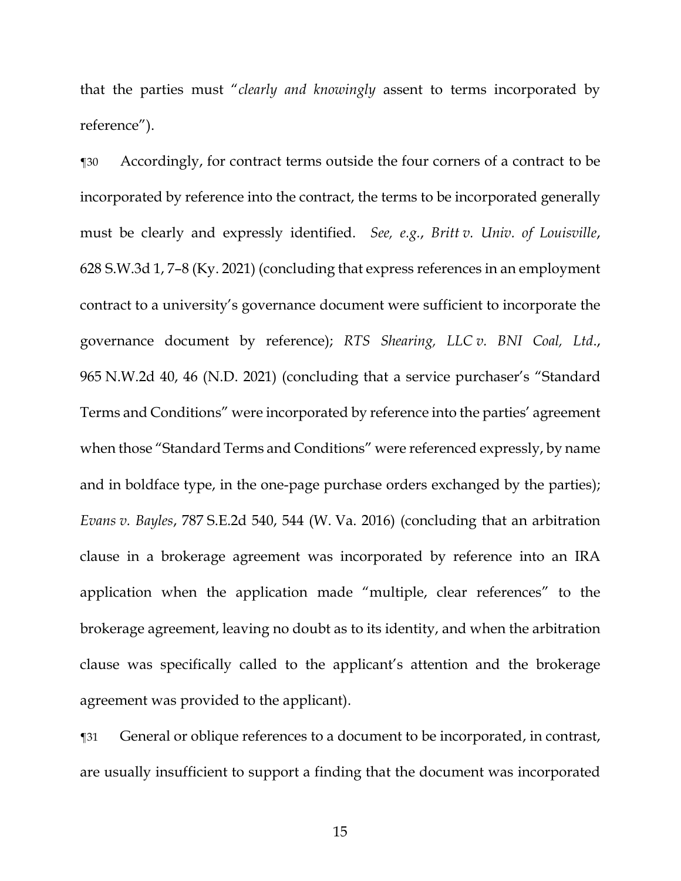that the parties must "*clearly and knowingly* assent to terms incorporated by reference").

¶30 Accordingly, for contract terms outside the four corners of a contract to be incorporated by reference into the contract, the terms to be incorporated generally must be clearly and expressly identified. *See, e.g.*, *Britt v. Univ. of Louisville*, 628 S.W.3d 1, 7–8 (Ky. 2021) (concluding that express references in an employment contract to a university's governance document were sufficient to incorporate the governance document by reference); *RTS Shearing, LLC v. BNI Coal, Ltd.*, 965 N.W.2d 40, 46 (N.D. 2021) (concluding that a service purchaser's "Standard Terms and Conditions" were incorporated by reference into the parties' agreement when those "Standard Terms and Conditions" were referenced expressly, by name and in boldface type, in the one-page purchase orders exchanged by the parties); *Evans v. Bayles*, 787 S.E.2d 540, 544 (W. Va. 2016) (concluding that an arbitration clause in a brokerage agreement was incorporated by reference into an IRA application when the application made "multiple, clear references" to the brokerage agreement, leaving no doubt as to its identity, and when the arbitration clause was specifically called to the applicant's attention and the brokerage agreement was provided to the applicant).

¶31 General or oblique references to a document to be incorporated, in contrast, are usually insufficient to support a finding that the document was incorporated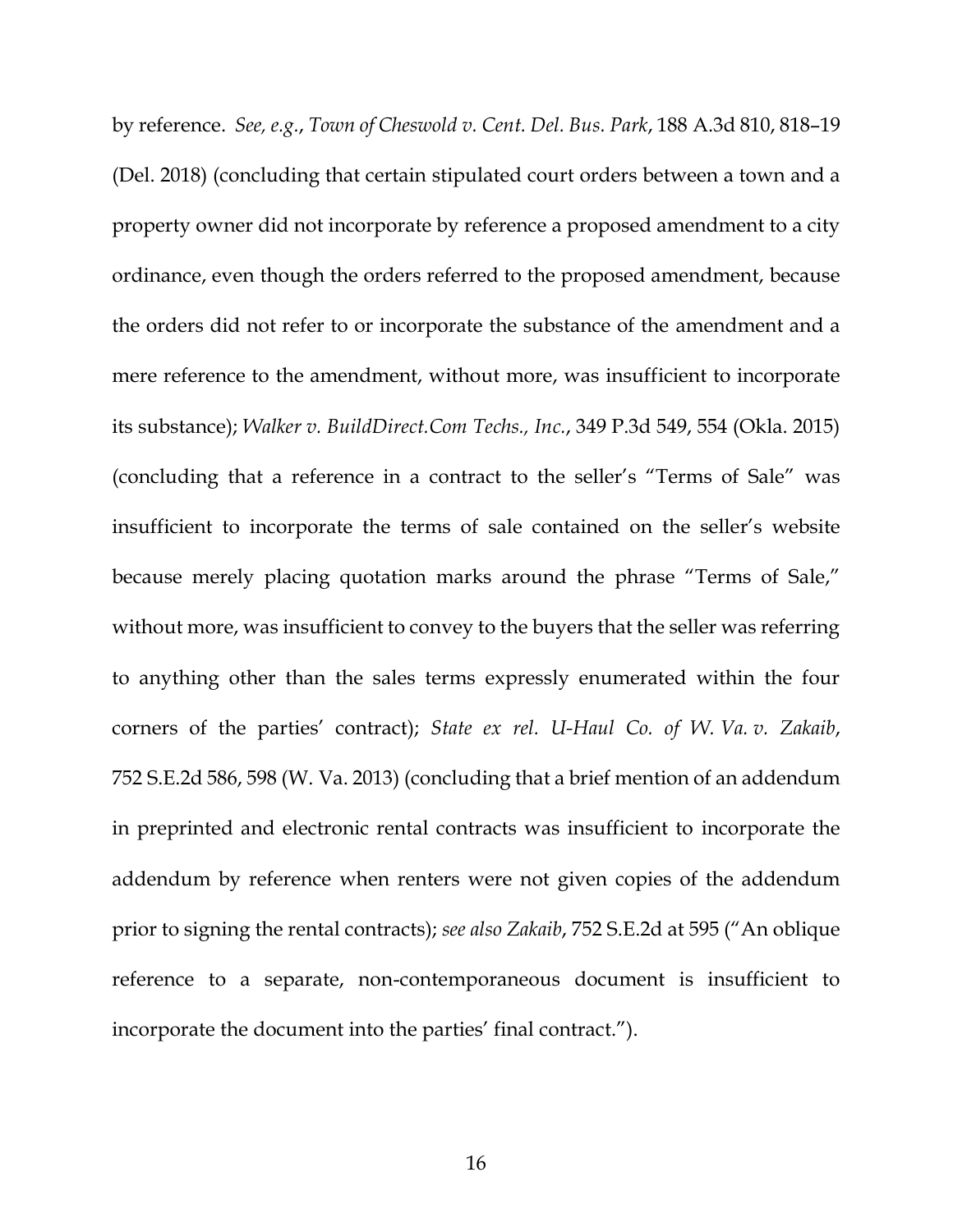by reference. *See, e.g.*, *Town of Cheswold v. Cent. Del. Bus. Park*, 188 A.3d 810, 818–19 (Del. 2018) (concluding that certain stipulated court orders between a town and a property owner did not incorporate by reference a proposed amendment to a city ordinance, even though the orders referred to the proposed amendment, because the orders did not refer to or incorporate the substance of the amendment and a mere reference to the amendment, without more, was insufficient to incorporate its substance); *Walker v. BuildDirect.Com Techs., Inc.*, 349 P.3d 549, 554 (Okla. 2015) (concluding that a reference in a contract to the seller's "Terms of Sale" was insufficient to incorporate the terms of sale contained on the seller's website because merely placing quotation marks around the phrase "Terms of Sale," without more, was insufficient to convey to the buyers that the seller was referring to anything other than the sales terms expressly enumerated within the four corners of the parties' contract); *State ex rel. U-Haul Co. of W. Va. v. Zakaib*, 752 S.E.2d 586, 598 (W. Va. 2013) (concluding that a brief mention of an addendum in preprinted and electronic rental contracts was insufficient to incorporate the addendum by reference when renters were not given copies of the addendum prior to signing the rental contracts); *see also Zakaib*, 752 S.E.2d at 595 ("An oblique reference to a separate, non-contemporaneous document is insufficient to incorporate the document into the parties' final contract.").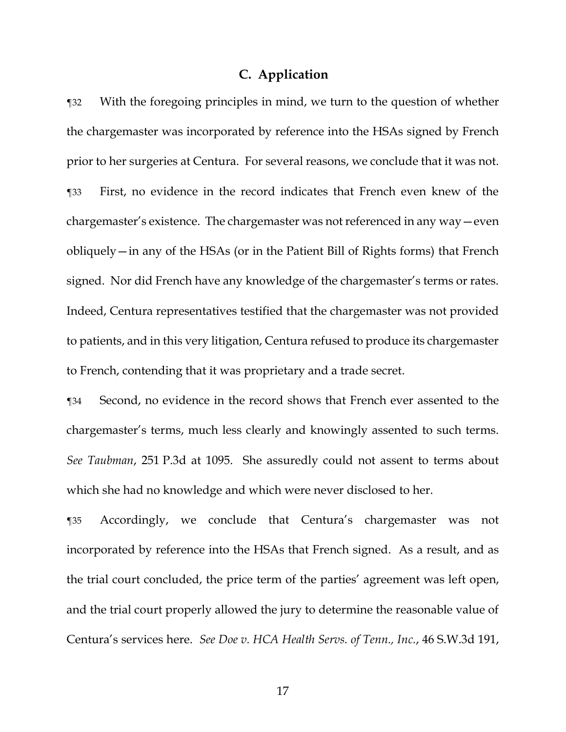### C. Application

¶32 With the foregoing principles in mind, we turn to the question of whether the chargemaster was incorporated by reference into the HSAs signed by French prior to her surgeries at Centura. For several reasons, we conclude that it was not.

¶33 First, no evidence in the record indicates that French even knew of the chargemaster's existence. The chargemaster was not referenced in any way—even obliquely—in any of the HSAs (or in the Patient Bill of Rights forms) that French signed. Nor did French have any knowledge of the chargemaster's terms or rates. Indeed, Centura representatives testified that the chargemaster was not provided to patients, and in this very litigation, Centura refused to produce its chargemaster to French, contending that it was proprietary and a trade secret.

¶34 Second, no evidence in the record shows that French ever assented to the chargemaster's terms, much less clearly and knowingly assented to such terms. *See Taubman*, 251 P.3d at 1095. She assuredly could not assent to terms about which she had no knowledge and which were never disclosed to her.

¶35 Accordingly, we conclude that Centura's chargemaster was not incorporated by reference into the HSAs that French signed. As a result, and as the trial court concluded, the price term of the parties' agreement was left open, and the trial court properly allowed the jury to determine the reasonable value of Centura's services here. *See Doe v. HCA Health Servs. of Tenn., Inc.*, 46 S.W.3d 191,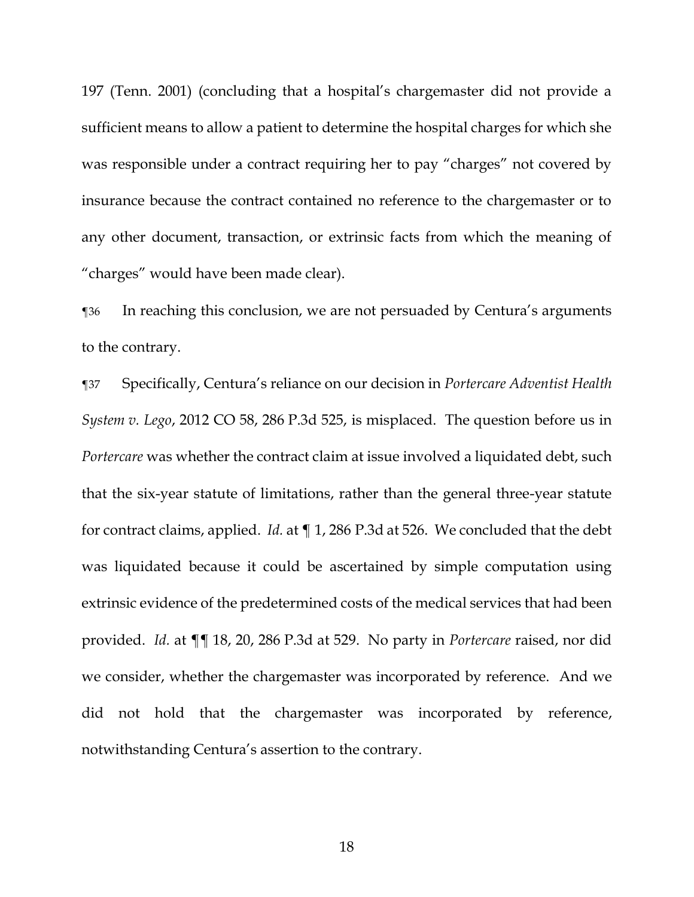197 (Tenn. 2001) (concluding that a hospital's chargemaster did not provide a sufficient means to allow a patient to determine the hospital charges for which she was responsible under a contract requiring her to pay "charges" not covered by insurance because the contract contained no reference to the chargemaster or to any other document, transaction, or extrinsic facts from which the meaning of "charges" would have been made clear).

¶36 In reaching this conclusion, we are not persuaded by Centura's arguments to the contrary.

¶37 Specifically, Centura's reliance on our decision in *Portercare Adventist Health System v. Lego*, 2012 CO 58, 286 P.3d 525, is misplaced. The question before us in *Portercare* was whether the contract claim at issue involved a liquidated debt, such that the six-year statute of limitations, rather than the general three-year statute for contract claims, applied. *Id.* at ¶ 1, 286 P.3d at 526. We concluded that the debt was liquidated because it could be ascertained by simple computation using extrinsic evidence of the predetermined costs of the medical services that had been provided. *Id.* at ¶¶ 18, 20, 286 P.3d at 529. No party in *Portercare* raised, nor did we consider, whether the chargemaster was incorporated by reference. And we did not hold that the chargemaster was incorporated by reference, notwithstanding Centura's assertion to the contrary.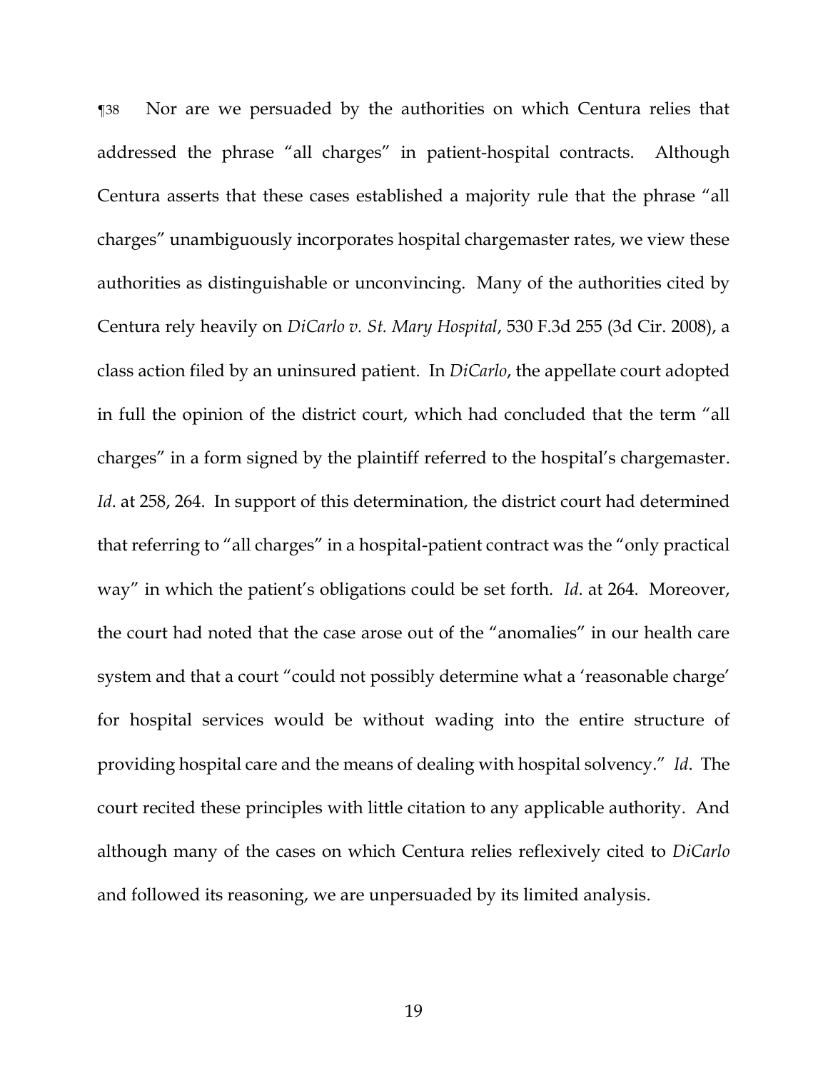¶38 Nor are we persuaded by the authorities on which Centura relies that addressed the phrase "all charges" in patient-hospital contracts. Although Centura asserts that these cases established a majority rule that the phrase "all charges" unambiguously incorporates hospital chargemaster rates, we view these authorities as distinguishable or unconvincing. Many of the authorities cited by Centura rely heavily on *DiCarlo v. St. Mary Hospital*, 530 F.3d 255 (3d Cir. 2008), a class action filed by an uninsured patient. In *DiCarlo*, the appellate court adopted in full the opinion of the district court, which had concluded that the term "all charges" in a form signed by the plaintiff referred to the hospital's chargemaster. *Id*. at 258, 264. In support of this determination, the district court had determined that referring to "all charges" in a hospital-patient contract was the "only practical way" in which the patient's obligations could be set forth. *Id*. at 264. Moreover, the court had noted that the case arose out of the "anomalies" in our health care system and that a court "could not possibly determine what a 'reasonable charge' for hospital services would be without wading into the entire structure of providing hospital care and the means of dealing with hospital solvency." *Id*. The court recited these principles with little citation to any applicable authority. And although many of the cases on which Centura relies reflexively cited to *DiCarlo* and followed its reasoning, we are unpersuaded by its limited analysis.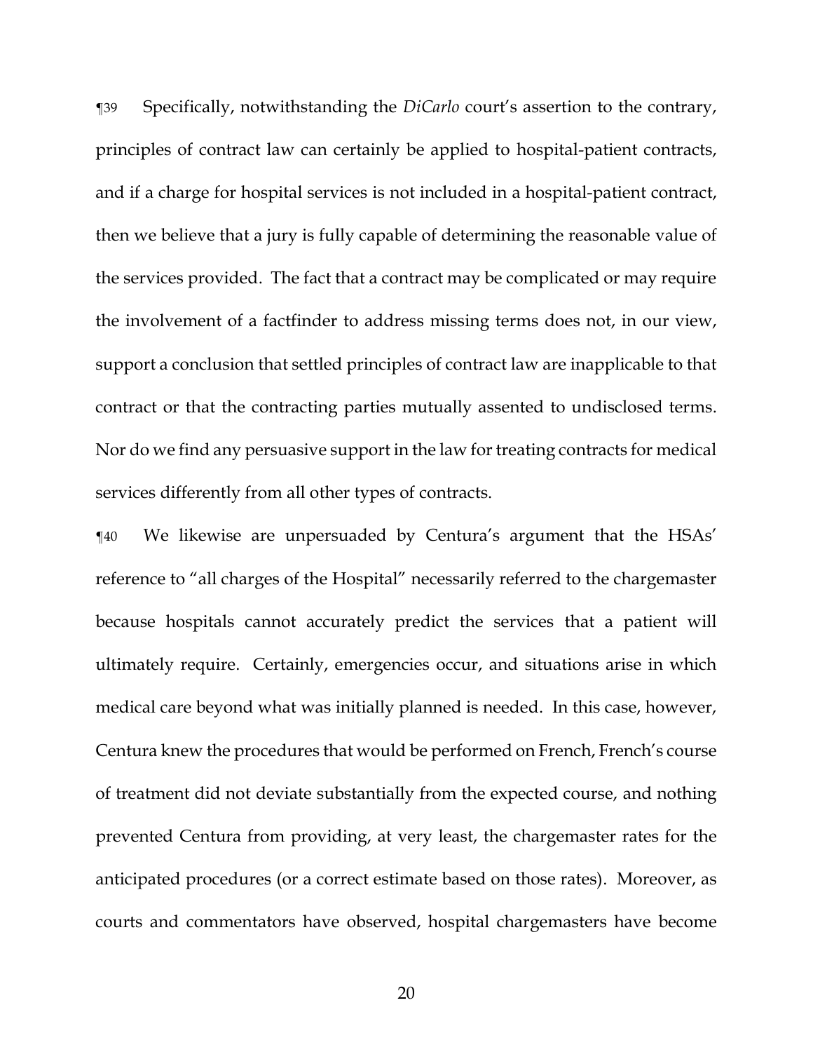¶39 Specifically, notwithstanding the *DiCarlo* court's assertion to the contrary, principles of contract law can certainly be applied to hospital-patient contracts, and if a charge for hospital services is not included in a hospital-patient contract, then we believe that a jury is fully capable of determining the reasonable value of the services provided. The fact that a contract may be complicated or may require the involvement of a factfinder to address missing terms does not, in our view, support a conclusion that settled principles of contract law are inapplicable to that contract or that the contracting parties mutually assented to undisclosed terms. Nor do we find any persuasive support in the law for treating contracts for medical services differently from all other types of contracts.

¶40 We likewise are unpersuaded by Centura's argument that the HSAs' reference to "all charges of the Hospital" necessarily referred to the chargemaster because hospitals cannot accurately predict the services that a patient will ultimately require. Certainly, emergencies occur, and situations arise in which medical care beyond what was initially planned is needed. In this case, however, Centura knew the procedures that would be performed on French, French's course of treatment did not deviate substantially from the expected course, and nothing prevented Centura from providing, at very least, the chargemaster rates for the anticipated procedures (or a correct estimate based on those rates). Moreover, as courts and commentators have observed, hospital chargemasters have become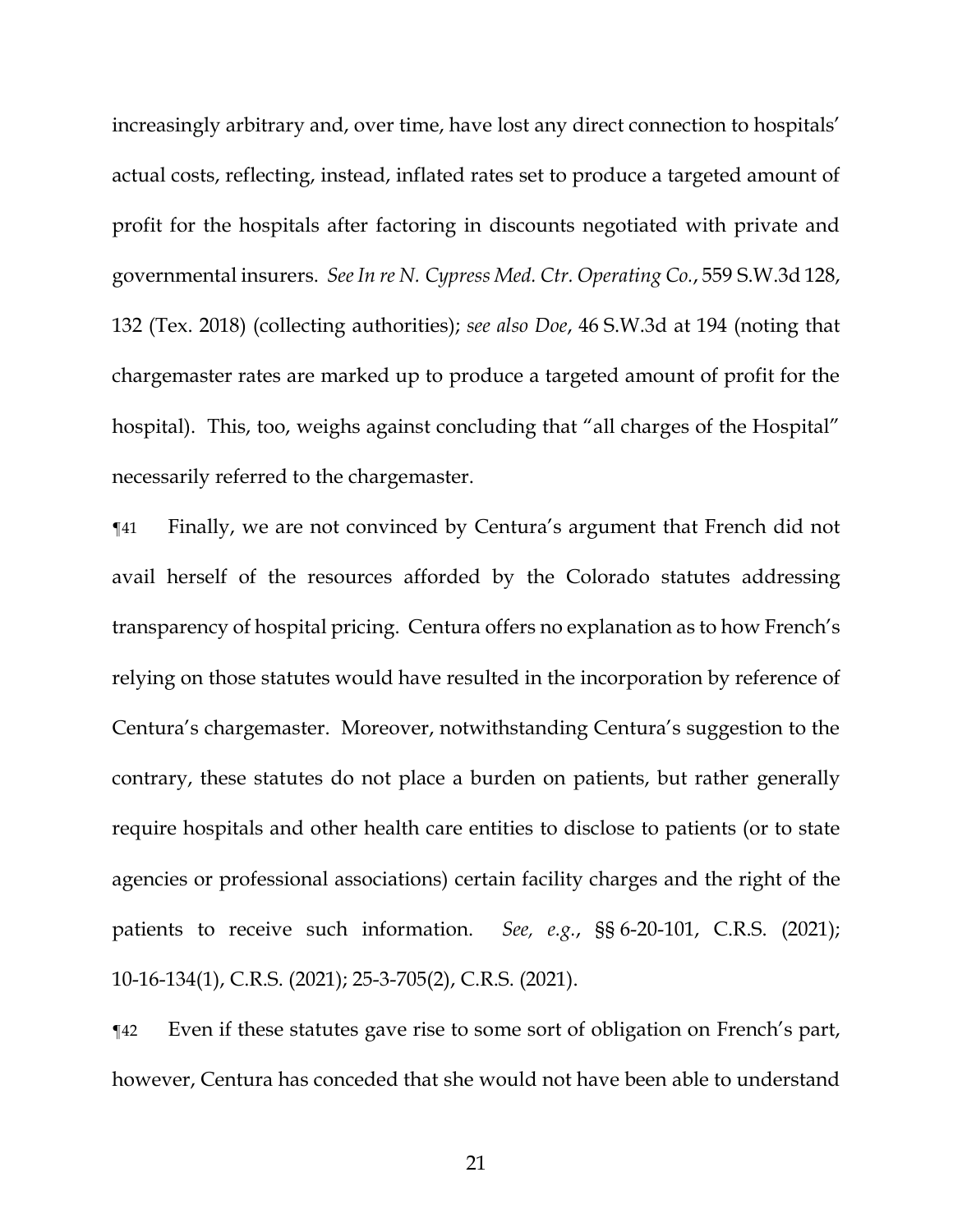increasingly arbitrary and, over time, have lost any direct connection to hospitals' actual costs, reflecting, instead, inflated rates set to produce a targeted amount of profit for the hospitals after factoring in discounts negotiated with private and governmental insurers. *See In re N. Cypress Med. Ctr. Operating Co.*, 559 S.W.3d 128, 132 (Tex. 2018) (collecting authorities); *see also Doe*, 46 S.W.3d at 194 (noting that chargemaster rates are marked up to produce a targeted amount of profit for the hospital). This, too, weighs against concluding that "all charges of the Hospital" necessarily referred to the chargemaster.

¶41 Finally, we are not convinced by Centura's argument that French did not avail herself of the resources afforded by the Colorado statutes addressing transparency of hospital pricing. Centura offers no explanation as to how French's relying on those statutes would have resulted in the incorporation by reference of Centura's chargemaster. Moreover, notwithstanding Centura's suggestion to the contrary, these statutes do not place a burden on patients, but rather generally require hospitals and other health care entities to disclose to patients (or to state agencies or professional associations) certain facility charges and the right of the patients to receive such information. *See, e.g.*, §§ 6-20-101, C.R.S. (2021); 10-16-134(1), C.R.S. (2021); 25-3-705(2), C.R.S. (2021).

¶42 Even if these statutes gave rise to some sort of obligation on French's part, however, Centura has conceded that she would not have been able to understand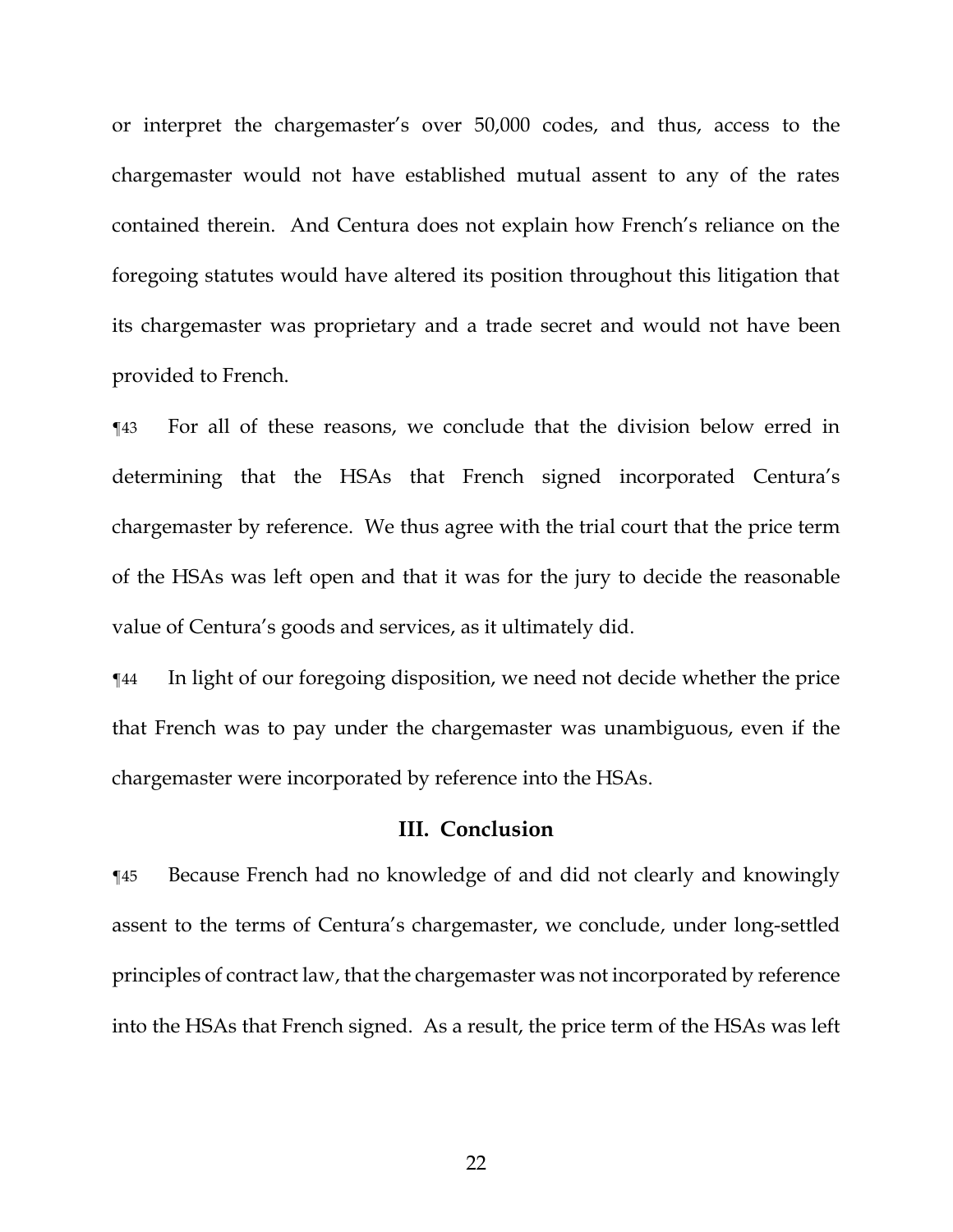or interpret the chargemaster's over 50,000 codes, and thus, access to the chargemaster would not have established mutual assent to any of the rates contained therein. And Centura does not explain how French's reliance on the foregoing statutes would have altered its position throughout this litigation that its chargemaster was proprietary and a trade secret and would not have been provided to French.

¶43 For all of these reasons, we conclude that the division below erred in determining that the HSAs that French signed incorporated Centura's chargemaster by reference. We thus agree with the trial court that the price term of the HSAs was left open and that it was for the jury to decide the reasonable value of Centura's goods and services, as it ultimately did.

¶44 In light of our foregoing disposition, we need not decide whether the price that French was to pay under the chargemaster was unambiguous, even if the chargemaster were incorporated by reference into the HSAs.

## III. Conclusion

¶45 Because French had no knowledge of and did not clearly and knowingly assent to the terms of Centura's chargemaster, we conclude, under long-settled principles of contract law, that the chargemaster was not incorporated by reference into the HSAs that French signed. As a result, the price term of the HSAs was left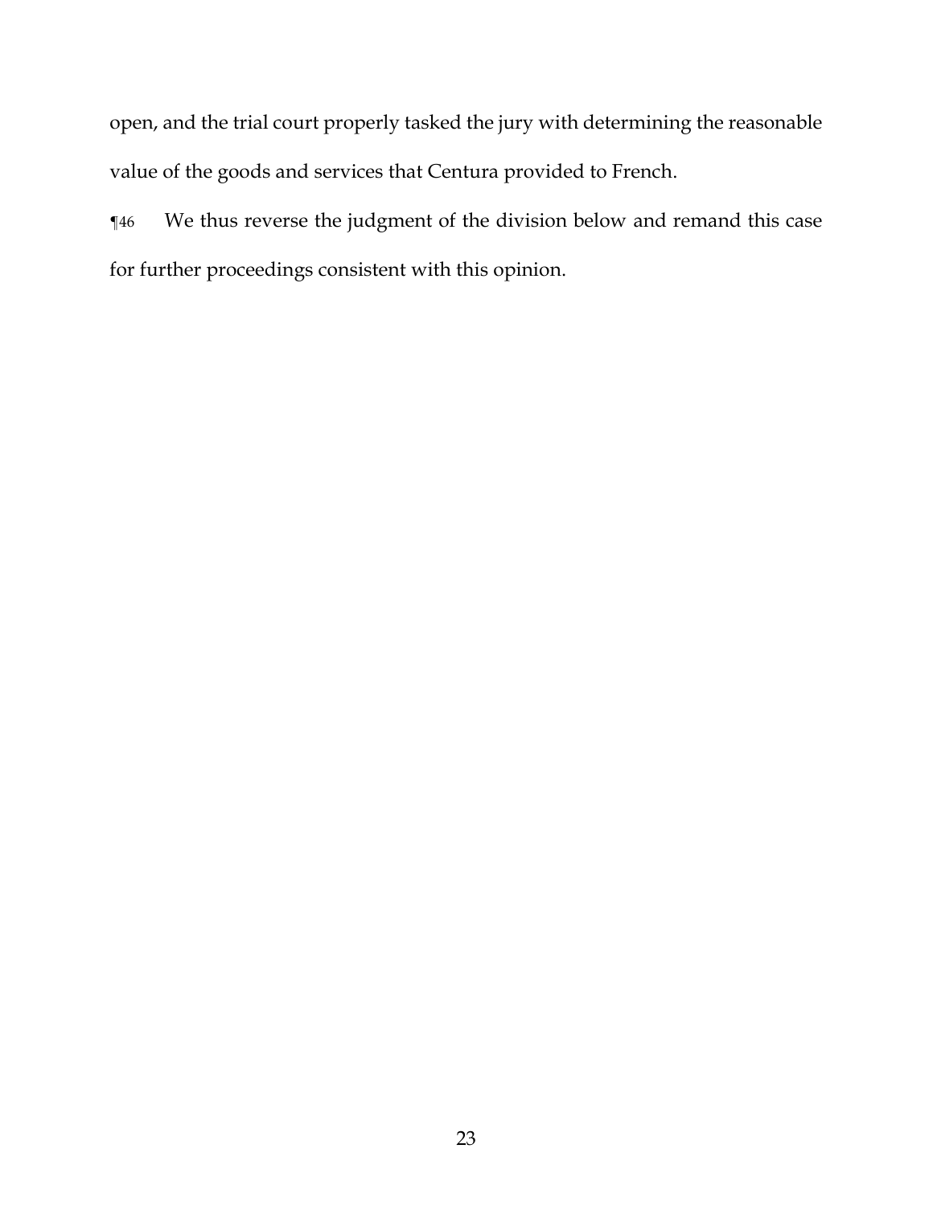open, and the trial court properly tasked the jury with determining the reasonable value of the goods and services that Centura provided to French.

¶46 We thus reverse the judgment of the division below and remand this case for further proceedings consistent with this opinion.